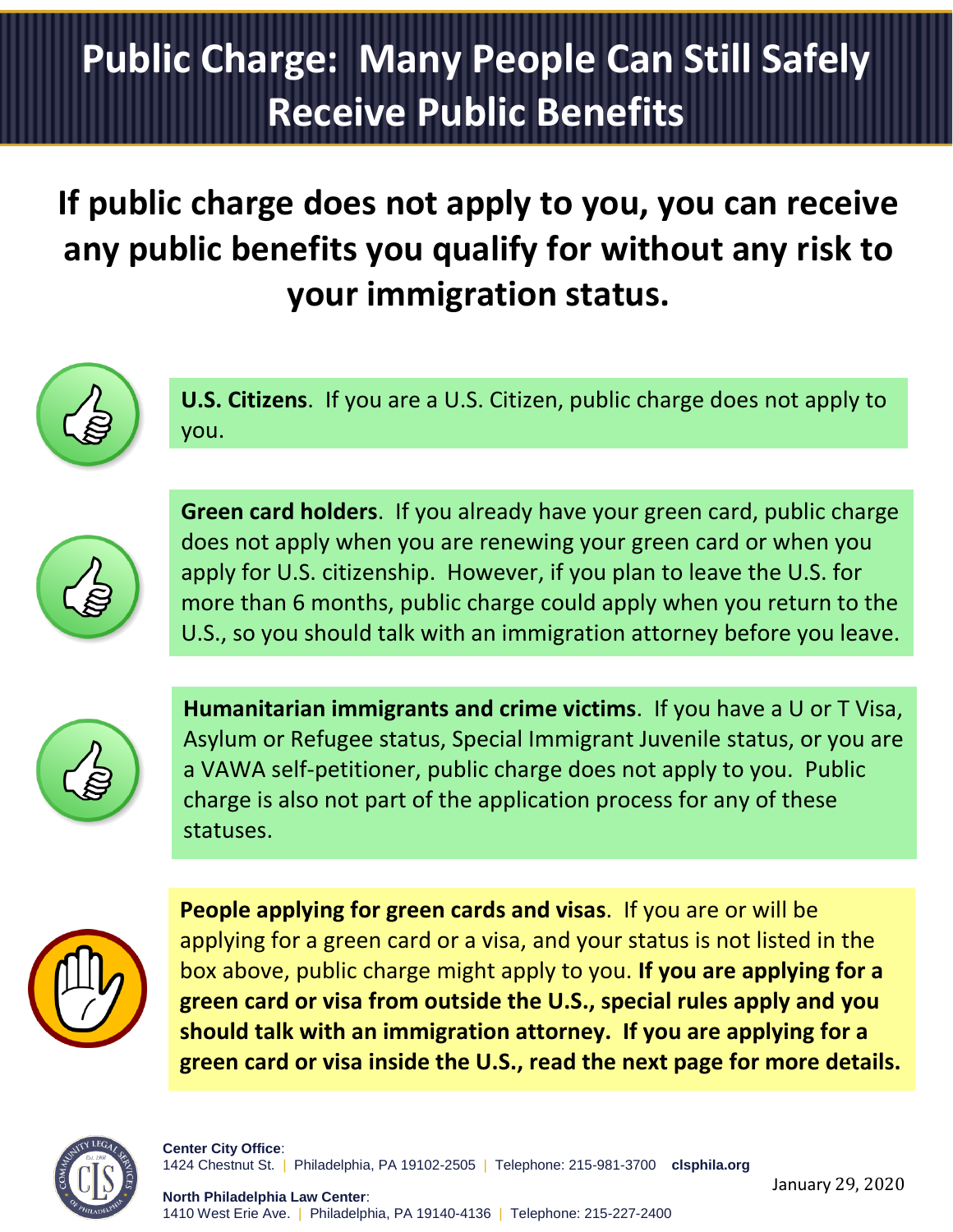# Public Charge: Many People Can Still Safely Receive Public Benefits

## If public charge does not apply to you, you can receive any public benefits you qualify for without any risk to your immigration status.

**U.S. Citizens**. If you are a U.S. Citizen, public charge does not apply to you.

**Green card holders**. If you already have your green card, public charge does not apply when you are renewing your green card or when you apply for U.S. citizenship. However, if you plan to leave the U.S. for more than 6 months, public charge could apply when you return to the U.S., so you should talk with an immigration attorney before you leave.

**Humanitarian immigrants and crime victims**. If you have a U or T Visa, Asylum or Refugee status, Special Immigrant Juvenile status, or you are a VAWA self-petitioner, public charge does not apply to you. Public charge is also not part of the application process for any of these statuses.

**People applying for green cards and visas**. If you are or will be applying for a green card or a visa, and your status is not listed in the box above, public charge might apply to you. **If you are applying for a green card or visa from outside the U.S., special rules apply and you should talk with an immigration attorney. If you are applying for a green card or visa inside the U.S., read the next page for more details.**

**Center City Office**:
1424 Chestnut St. | Philadelphia, PA 19102-2505 | Telephone: 215-981-3700 **clsphila.org**

**North Philadelphia Law Center**:
1410 West Erie Ave. | Philadelphia, PA 19140-4136 | Telephone: 215-227-2400

January 29, 2020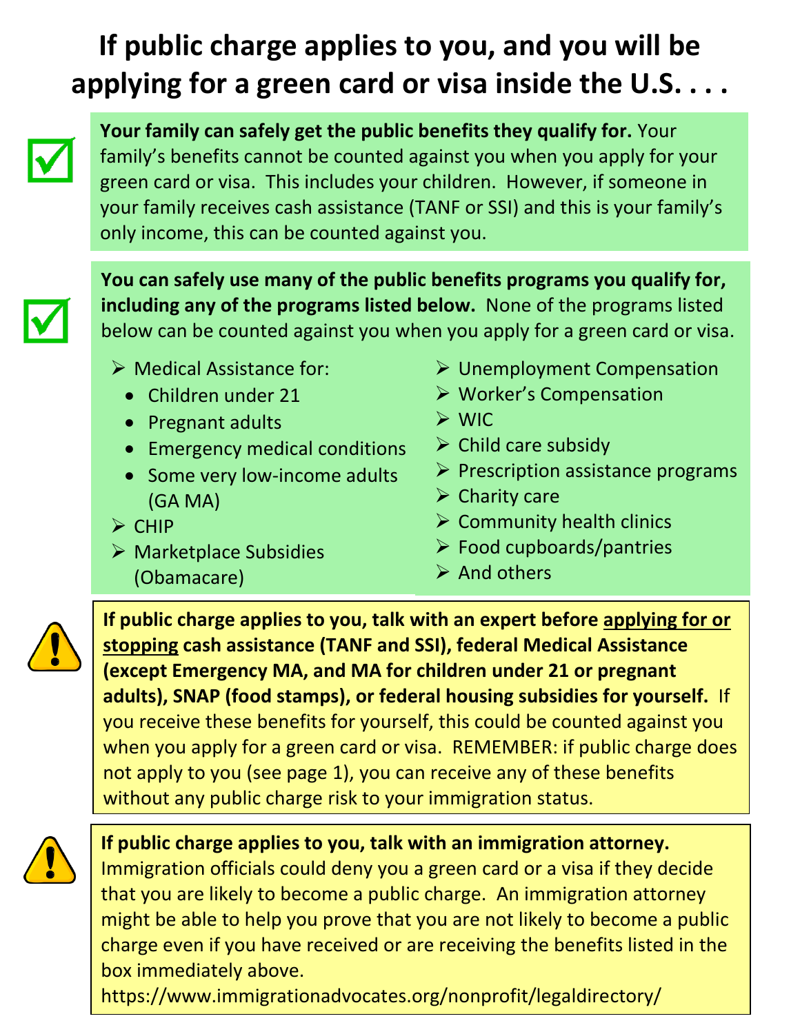# If public charge applies to you, and you will be applying for a green card or visa inside the U.S. . . .

**Your family can safely get the public benefits they qualify for.** Your family's benefits cannot be counted against you when you apply for your green card or visa. This includes your children. However, if someone in your family receives cash assistance (TANF or SSI) and this is your family's only income, this can be counted against you.

**You can safely use many of the public benefits programs you qualify for, including any of the programs listed below.** None of the programs listed below can be counted against you when you apply for a green card or visa.

- Medical Assistance for:
  - Children under 21
  - Pregnant adults
  - Emergency medical conditions
  - Some very low-income adults (GA MA)
- CHIP
- Marketplace Subsidies (Obamacare)
- Unemployment Compensation
- Worker's Compensation
- WIC
- Child care subsidy
- Prescription assistance programs
- Charity care
- Community health clinics
- Food cupboards/pantries
- And others

**If public charge applies to you, talk with an expert before <u>applying for or stopping</u> cash assistance (TANF and SSI), federal Medical Assistance (except Emergency MA, and MA for children under 21 or pregnant adults), SNAP (food stamps), or federal housing subsidies for yourself.** If you receive these benefits for yourself, this could be counted against you when you apply for a green card or visa. REMEMBER: if public charge does not apply to you (see page 1), you can receive any of these benefits without any public charge risk to your immigration status.

**If public charge applies to you, talk with an immigration attorney.** Immigration officials could deny you a green card or a visa if they decide that you are likely to become a public charge. An immigration attorney might be able to help you prove that you are not likely to become a public charge even if you have received or are receiving the benefits listed in the box immediately above.
https://www.immigrationadvocates.org/nonprofit/legaldirectory/